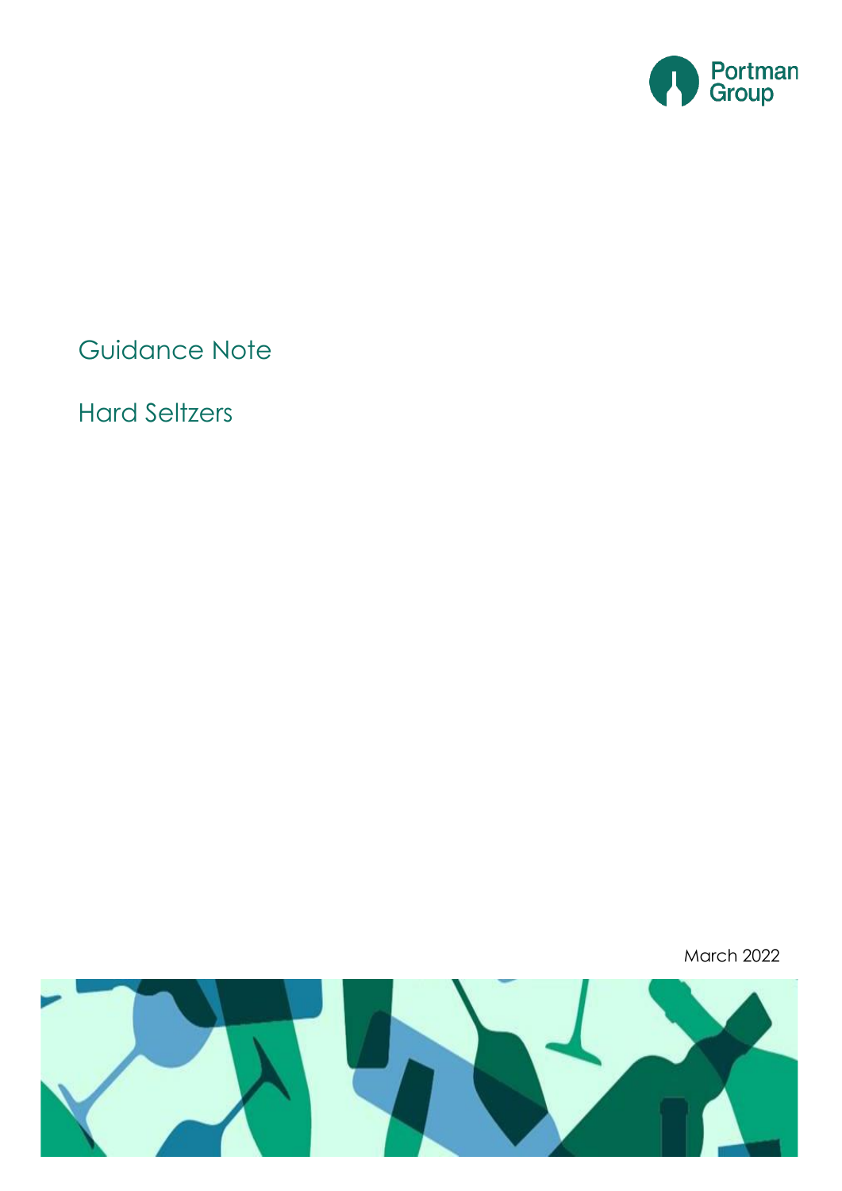Portman Group

# Guidance Note

## Hard Seltzers

March 2022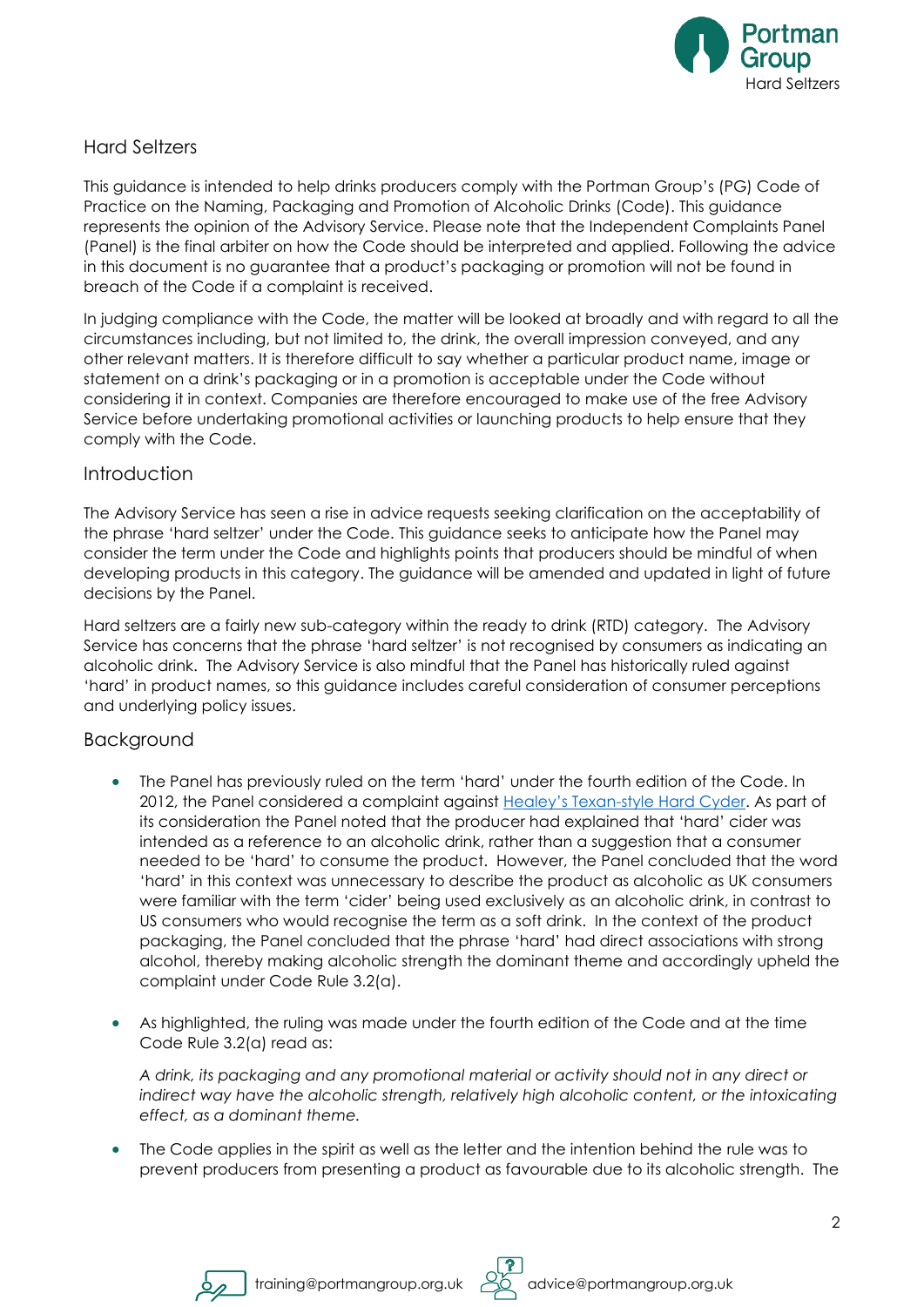## Hard Seltzers

This guidance is intended to help drinks producers comply with the Portman Group's (PG) Code of Practice on the Naming, Packaging and Promotion of Alcoholic Drinks (Code). This guidance represents the opinion of the Advisory Service. Please note that the Independent Complaints Panel (Panel) is the final arbiter on how the Code should be interpreted and applied. Following the advice in this document is no guarantee that a product's packaging or promotion will not be found in breach of the Code if a complaint is received.

In judging compliance with the Code, the matter will be looked at broadly and with regard to all the circumstances including, but not limited to, the drink, the overall impression conveyed, and any other relevant matters. It is therefore difficult to say whether a particular product name, image or statement on a drink's packaging or in a promotion is acceptable under the Code without considering it in context. Companies are therefore encouraged to make use of the free Advisory Service before undertaking promotional activities or launching products to help ensure that they comply with the Code.

## Introduction

The Advisory Service has seen a rise in advice requests seeking clarification on the acceptability of the phrase 'hard seltzer' under the Code. This guidance seeks to anticipate how the Panel may consider the term under the Code and highlights points that producers should be mindful of when developing products in this category. The guidance will be amended and updated in light of future decisions by the Panel.

Hard seltzers are a fairly new sub-category within the ready to drink (RTD) category. The Advisory Service has concerns that the phrase 'hard seltzer' is not recognised by consumers as indicating an alcoholic drink. The Advisory Service is also mindful that the Panel has historically ruled against 'hard' in product names, so this guidance includes careful consideration of consumer perceptions and underlying policy issues.

## Background

- The Panel has previously ruled on the term 'hard' under the fourth edition of the Code. In 2012, the Panel considered a complaint against Healey's Texan-style Hard Cyder. As part of its consideration the Panel noted that the producer had explained that 'hard' cider was intended as a reference to an alcoholic drink, rather than a suggestion that a consumer needed to be 'hard' to consume the product. However, the Panel concluded that the word 'hard' in this context was unnecessary to describe the product as alcoholic as UK consumers were familiar with the term 'cider' being used exclusively as an alcoholic drink, in contrast to US consumers who would recognise the term as a soft drink. In the context of the product packaging, the Panel concluded that the phrase 'hard' had direct associations with strong alcohol, thereby making alcoholic strength the dominant theme and accordingly upheld the complaint under Code Rule 3.2(a).

- As highlighted, the ruling was made under the fourth edition of the Code and at the time Code Rule 3.2(a) read as:

  *A drink, its packaging and any promotional material or activity should not in any direct or indirect way have the alcoholic strength, relatively high alcoholic content, or the intoxicating effect, as a dominant theme.*

- The Code applies in the spirit as well as the letter and the intention behind the rule was to prevent producers from presenting a product as favourable due to its alcoholic strength. The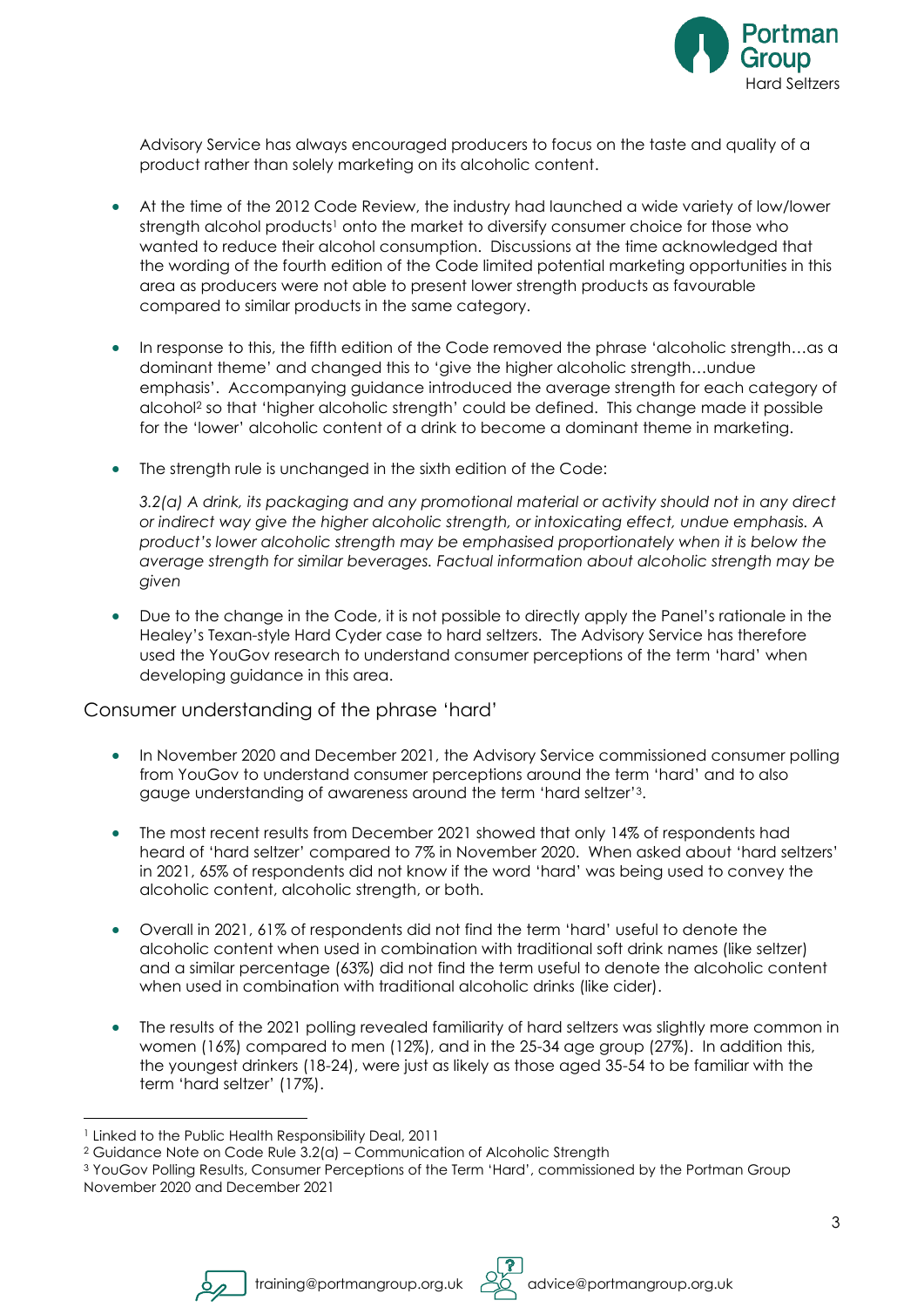Advisory Service has always encouraged producers to focus on the taste and quality of a product rather than solely marketing on its alcoholic content.

- At the time of the 2012 Code Review, the industry had launched a wide variety of low/lower strength alcohol products[1] onto the market to diversify consumer choice for those who wanted to reduce their alcohol consumption. Discussions at the time acknowledged that the wording of the fourth edition of the Code limited potential marketing opportunities in this area as producers were not able to present lower strength products as favourable compared to similar products in the same category.

- In response to this, the fifth edition of the Code removed the phrase 'alcoholic strength…as a dominant theme' and changed this to 'give the higher alcoholic strength…undue emphasis'. Accompanying guidance introduced the average strength for each category of alcohol[2] so that 'higher alcoholic strength' could be defined. This change made it possible for the 'lower' alcoholic content of a drink to become a dominant theme in marketing.

- The strength rule is unchanged in the sixth edition of the Code:

  *3.2(a) A drink, its packaging and any promotional material or activity should not in any direct or indirect way give the higher alcoholic strength, or intoxicating effect, undue emphasis. A product's lower alcoholic strength may be emphasised proportionately when it is below the average strength for similar beverages. Factual information about alcoholic strength may be given*

- Due to the change in the Code, it is not possible to directly apply the Panel's rationale in the Healey's Texan-style Hard Cyder case to hard seltzers. The Advisory Service has therefore used the YouGov research to understand consumer perceptions of the term 'hard' when developing guidance in this area.

## Consumer understanding of the phrase 'hard'

- In November 2020 and December 2021, the Advisory Service commissioned consumer polling from YouGov to understand consumer perceptions around the term 'hard' and to also gauge understanding of awareness around the term 'hard seltzer'[3].

- The most recent results from December 2021 showed that only 14% of respondents had heard of 'hard seltzer' compared to 7% in November 2020. When asked about 'hard seltzers' in 2021, 65% of respondents did not know if the word 'hard' was being used to convey the alcoholic content, alcoholic strength, or both.

- Overall in 2021, 61% of respondents did not find the term 'hard' useful to denote the alcoholic content when used in combination with traditional soft drink names (like seltzer) and a similar percentage (63%) did not find the term useful to denote the alcoholic content when used in combination with traditional alcoholic drinks (like cider).

- The results of the 2021 polling revealed familiarity of hard seltzers was slightly more common in women (16%) compared to men (12%), and in the 25-34 age group (27%). In addition this, the youngest drinkers (18-24), were just as likely as those aged 35-54 to be familiar with the term 'hard seltzer' (17%).

---

[1] Linked to the Public Health Responsibility Deal, 2011

[2] Guidance Note on Code Rule 3.2(a) – Communication of Alcoholic Strength

[3] YouGov Polling Results, Consumer Perceptions of the Term 'Hard', commissioned by the Portman Group November 2020 and December 2021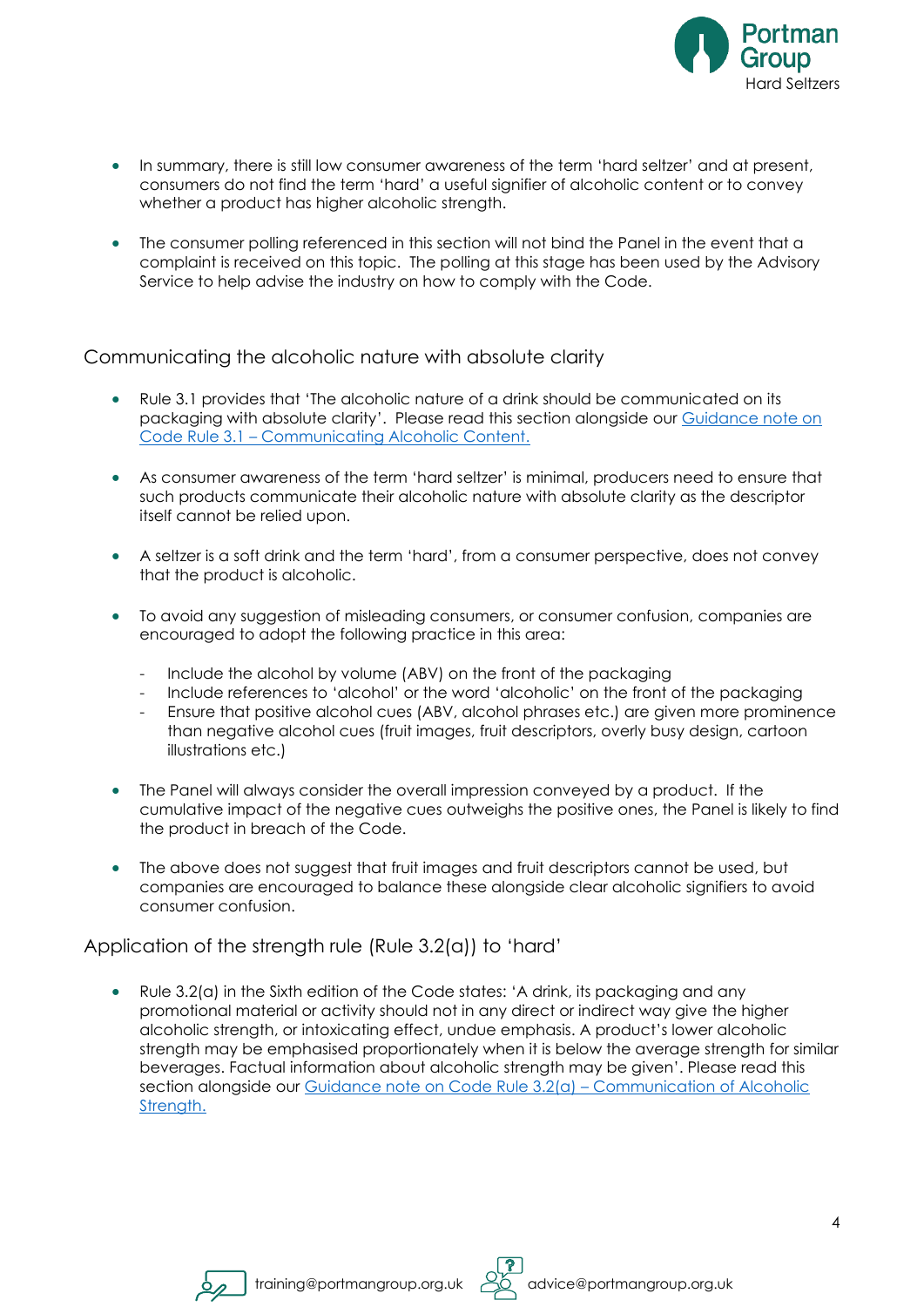- In summary, there is still low consumer awareness of the term 'hard seltzer' and at present, consumers do not find the term 'hard' a useful signifier of alcoholic content or to convey whether a product has higher alcoholic strength.
- The consumer polling referenced in this section will not bind the Panel in the event that a complaint is received on this topic. The polling at this stage has been used by the Advisory Service to help advise the industry on how to comply with the Code.

## Communicating the alcoholic nature with absolute clarity

- Rule 3.1 provides that 'The alcoholic nature of a drink should be communicated on its packaging with absolute clarity'. Please read this section alongside our Guidance note on Code Rule 3.1 – Communicating Alcoholic Content.
- As consumer awareness of the term 'hard seltzer' is minimal, producers need to ensure that such products communicate their alcoholic nature with absolute clarity as the descriptor itself cannot be relied upon.
- A seltzer is a soft drink and the term 'hard', from a consumer perspective, does not convey that the product is alcoholic.
- To avoid any suggestion of misleading consumers, or consumer confusion, companies are encouraged to adopt the following practice in this area:
  - Include the alcohol by volume (ABV) on the front of the packaging
  - Include references to 'alcohol' or the word 'alcoholic' on the front of the packaging
  - Ensure that positive alcohol cues (ABV, alcohol phrases etc.) are given more prominence than negative alcohol cues (fruit images, fruit descriptors, overly busy design, cartoon illustrations etc.)
- The Panel will always consider the overall impression conveyed by a product. If the cumulative impact of the negative cues outweighs the positive ones, the Panel is likely to find the product in breach of the Code.
- The above does not suggest that fruit images and fruit descriptors cannot be used, but companies are encouraged to balance these alongside clear alcoholic signifiers to avoid consumer confusion.

## Application of the strength rule (Rule 3.2(a)) to 'hard'

- Rule 3.2(a) in the Sixth edition of the Code states: 'A drink, its packaging and any promotional material or activity should not in any direct or indirect way give the higher alcoholic strength, or intoxicating effect, undue emphasis. A product's lower alcoholic strength may be emphasised proportionately when it is below the average strength for similar beverages. Factual information about alcoholic strength may be given'. Please read this section alongside our Guidance note on Code Rule 3.2(a) – Communication of Alcoholic Strength.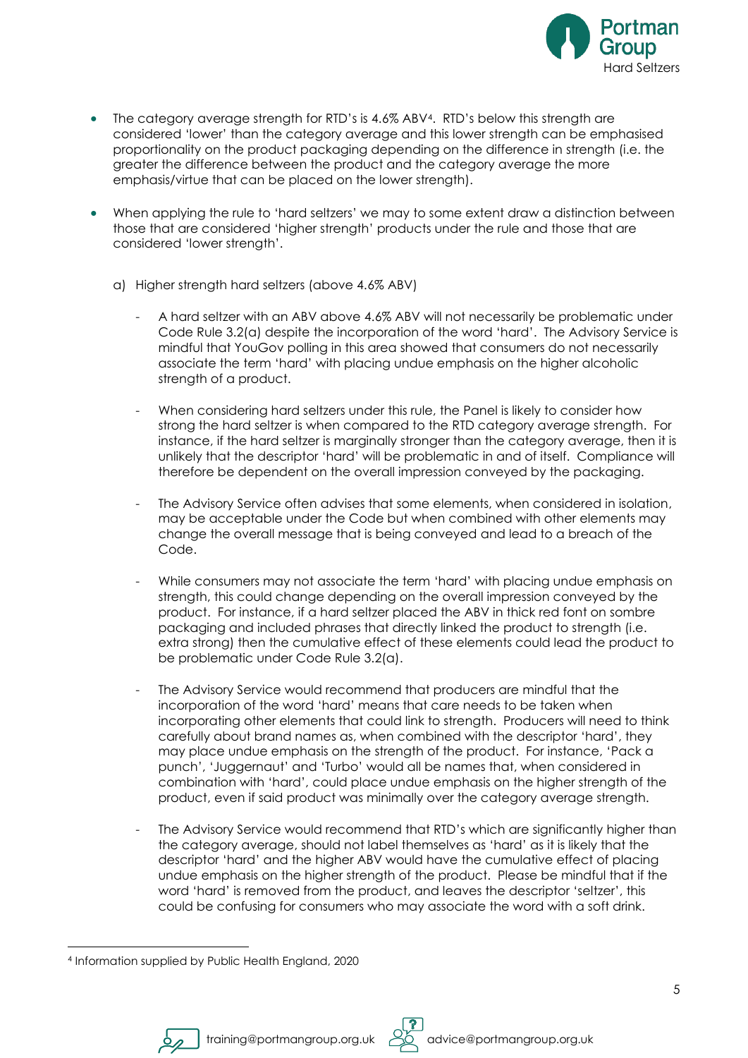- The category average strength for RTD's is 4.6% ABV[4]. RTD's below this strength are considered 'lower' than the category average and this lower strength can be emphasised proportionality on the product packaging depending on the difference in strength (i.e. the greater the difference between the product and the category average the more emphasis/virtue that can be placed on the lower strength).

- When applying the rule to 'hard seltzers' we may to some extent draw a distinction between those that are considered 'higher strength' products under the rule and those that are considered 'lower strength'.

  a) Higher strength hard seltzers (above 4.6% ABV)

    - A hard seltzer with an ABV above 4.6% ABV will not necessarily be problematic under Code Rule 3.2(a) despite the incorporation of the word 'hard'. The Advisory Service is mindful that YouGov polling in this area showed that consumers do not necessarily associate the term 'hard' with placing undue emphasis on the higher alcoholic strength of a product.

    - When considering hard seltzers under this rule, the Panel is likely to consider how strong the hard seltzer is when compared to the RTD category average strength. For instance, if the hard seltzer is marginally stronger than the category average, then it is unlikely that the descriptor 'hard' will be problematic in and of itself. Compliance will therefore be dependent on the overall impression conveyed by the packaging.

    - The Advisory Service often advises that some elements, when considered in isolation, may be acceptable under the Code but when combined with other elements may change the overall message that is being conveyed and lead to a breach of the Code.

    - While consumers may not associate the term 'hard' with placing undue emphasis on strength, this could change depending on the overall impression conveyed by the product. For instance, if a hard seltzer placed the ABV in thick red font on sombre packaging and included phrases that directly linked the product to strength (i.e. extra strong) then the cumulative effect of these elements could lead the product to be problematic under Code Rule 3.2(a).

    - The Advisory Service would recommend that producers are mindful that the incorporation of the word 'hard' means that care needs to be taken when incorporating other elements that could link to strength. Producers will need to think carefully about brand names as, when combined with the descriptor 'hard', they may place undue emphasis on the strength of the product. For instance, 'Pack a punch', 'Juggernaut' and 'Turbo' would all be names that, when considered in combination with 'hard', could place undue emphasis on the higher strength of the product, even if said product was minimally over the category average strength.

    - The Advisory Service would recommend that RTD's which are significantly higher than the category average, should not label themselves as 'hard' as it is likely that the descriptor 'hard' and the higher ABV would have the cumulative effect of placing undue emphasis on the higher strength of the product. Please be mindful that if the word 'hard' is removed from the product, and leaves the descriptor 'seltzer', this could be confusing for consumers who may associate the word with a soft drink.

[4] Information supplied by Public Health England, 2020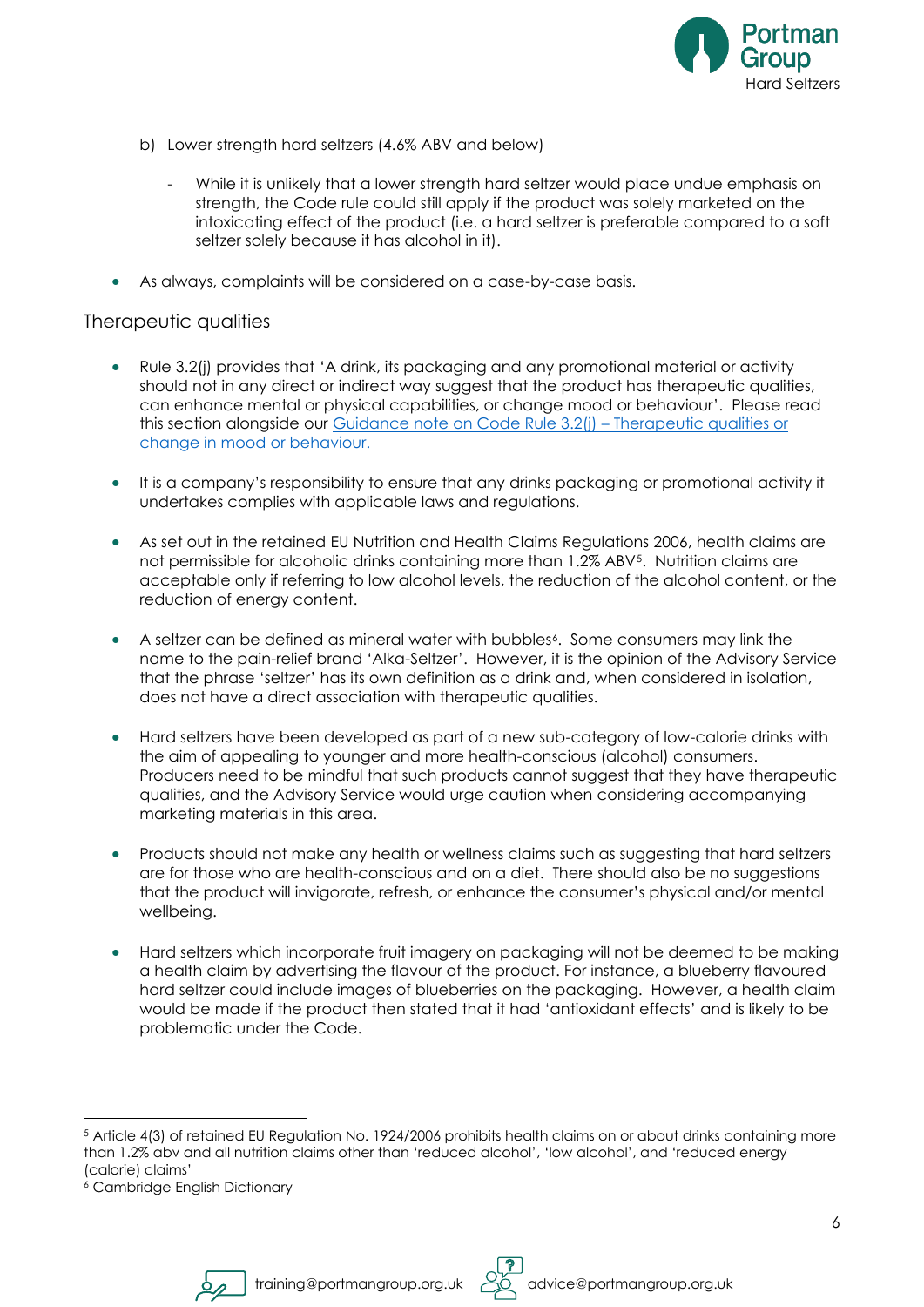- b) Lower strength hard seltzers (4.6% ABV and below)

    - While it is unlikely that a lower strength hard seltzer would place undue emphasis on strength, the Code rule could still apply if the product was solely marketed on the intoxicating effect of the product (i.e. a hard seltzer is preferable compared to a soft seltzer solely because it has alcohol in it).

- As always, complaints will be considered on a case-by-case basis.

## Therapeutic qualities

- Rule 3.2(j) provides that 'A drink, its packaging and any promotional material or activity should not in any direct or indirect way suggest that the product has therapeutic qualities, can enhance mental or physical capabilities, or change mood or behaviour'. Please read this section alongside our [Guidance note on Code Rule 3.2(j) – Therapeutic qualities or change in mood or behaviour.]()

- It is a company's responsibility to ensure that any drinks packaging or promotional activity it undertakes complies with applicable laws and regulations.

- As set out in the retained EU Nutrition and Health Claims Regulations 2006, health claims are not permissible for alcoholic drinks containing more than 1.2% ABV[5]. Nutrition claims are acceptable only if referring to low alcohol levels, the reduction of the alcohol content, or the reduction of energy content.

- A seltzer can be defined as mineral water with bubbles[6]. Some consumers may link the name to the pain-relief brand 'Alka-Seltzer'. However, it is the opinion of the Advisory Service that the phrase 'seltzer' has its own definition as a drink and, when considered in isolation, does not have a direct association with therapeutic qualities.

- Hard seltzers have been developed as part of a new sub-category of low-calorie drinks with the aim of appealing to younger and more health-conscious (alcohol) consumers. Producers need to be mindful that such products cannot suggest that they have therapeutic qualities, and the Advisory Service would urge caution when considering accompanying marketing materials in this area.

- Products should not make any health or wellness claims such as suggesting that hard seltzers are for those who are health-conscious and on a diet. There should also be no suggestions that the product will invigorate, refresh, or enhance the consumer's physical and/or mental wellbeing.

- Hard seltzers which incorporate fruit imagery on packaging will not be deemed to be making a health claim by advertising the flavour of the product. For instance, a blueberry flavoured hard seltzer could include images of blueberries on the packaging. However, a health claim would be made if the product then stated that it had 'antioxidant effects' and is likely to be problematic under the Code.

---

[5] Article 4(3) of retained EU Regulation No. 1924/2006 prohibits health claims on or about drinks containing more than 1.2% abv and all nutrition claims other than 'reduced alcohol', 'low alcohol', and 'reduced energy (calorie) claims'

[6] Cambridge English Dictionary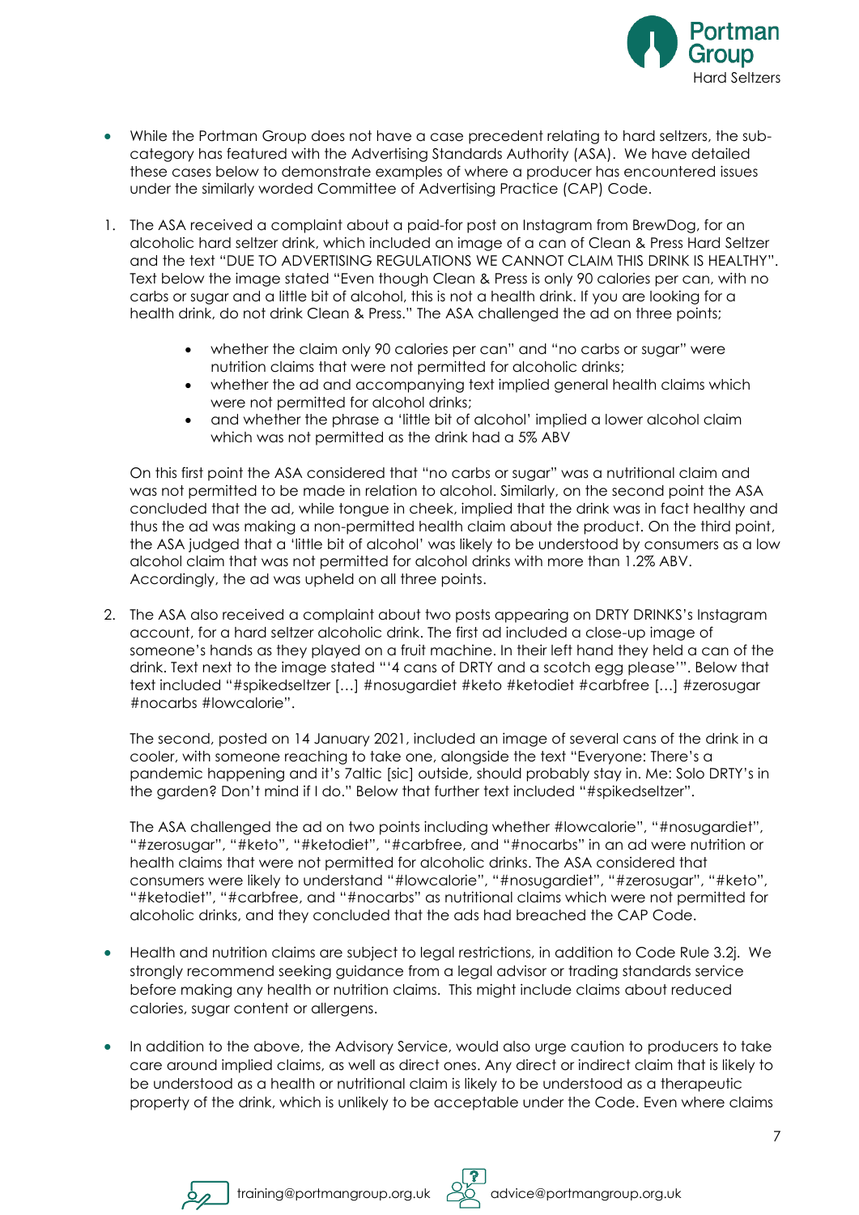- While the Portman Group does not have a case precedent relating to hard seltzers, the sub-category has featured with the Advertising Standards Authority (ASA). We have detailed these cases below to demonstrate examples of where a producer has encountered issues under the similarly worded Committee of Advertising Practice (CAP) Code.

1. The ASA received a complaint about a paid-for post on Instagram from BrewDog, for an alcoholic hard seltzer drink, which included an image of a can of Clean & Press Hard Seltzer and the text "DUE TO ADVERTISING REGULATIONS WE CANNOT CLAIM THIS DRINK IS HEALTHY". Text below the image stated "Even though Clean & Press is only 90 calories per can, with no carbs or sugar and a little bit of alcohol, this is not a health drink. If you are looking for a health drink, do not drink Clean & Press." The ASA challenged the ad on three points;

    - whether the claim only 90 calories per can" and "no carbs or sugar" were nutrition claims that were not permitted for alcoholic drinks;
    - whether the ad and accompanying text implied general health claims which were not permitted for alcohol drinks;
    - and whether the phrase a 'little bit of alcohol' implied a lower alcohol claim which was not permitted as the drink had a 5% ABV

    On this first point the ASA considered that "no carbs or sugar" was a nutritional claim and was not permitted to be made in relation to alcohol. Similarly, on the second point the ASA concluded that the ad, while tongue in cheek, implied that the drink was in fact healthy and thus the ad was making a non-permitted health claim about the product. On the third point, the ASA judged that a 'little bit of alcohol' was likely to be understood by consumers as a low alcohol claim that was not permitted for alcohol drinks with more than 1.2% ABV. Accordingly, the ad was upheld on all three points.

2. The ASA also received a complaint about two posts appearing on DRTY DRINKS's Instagram account, for a hard seltzer alcoholic drink. The first ad included a close-up image of someone's hands as they played on a fruit machine. In their left hand they held a can of the drink. Text next to the image stated "'4 cans of DRTY and a scotch egg please'". Below that text included "#spikedseltzer […] #nosugardiet #keto #ketodiet #carbfree […] #zerosugar #nocarbs #lowcalorie".

    The second, posted on 14 January 2021, included an image of several cans of the drink in a cooler, with someone reaching to take one, alongside the text "Everyone: There's a pandemic happening and it's 7altic [sic] outside, should probably stay in. Me: Solo DRTY's in the garden? Don't mind if I do." Below that further text included "#spikedseltzer".

    The ASA challenged the ad on two points including whether #lowcalorie", "#nosugardiet", "#zerosugar", "#keto", "#ketodiet", "#carbfree", and "#nocarbs" in an ad were nutrition or health claims that were not permitted for alcoholic drinks. The ASA considered that consumers were likely to understand "#lowcalorie", "#nosugardiet", "#zerosugar", "#keto", "#ketodiet", "#carbfree, and "#nocarbs" as nutritional claims which were not permitted for alcoholic drinks, and they concluded that the ads had breached the CAP Code.

- Health and nutrition claims are subject to legal restrictions, in addition to Code Rule 3.2j. We strongly recommend seeking guidance from a legal advisor or trading standards service before making any health or nutrition claims. This might include claims about reduced calories, sugar content or allergens.

- In addition to the above, the Advisory Service, would also urge caution to producers to take care around implied claims, as well as direct ones. Any direct or indirect claim that is likely to be understood as a health or nutritional claim is likely to be understood as a therapeutic property of the drink, which is unlikely to be acceptable under the Code. Even where claims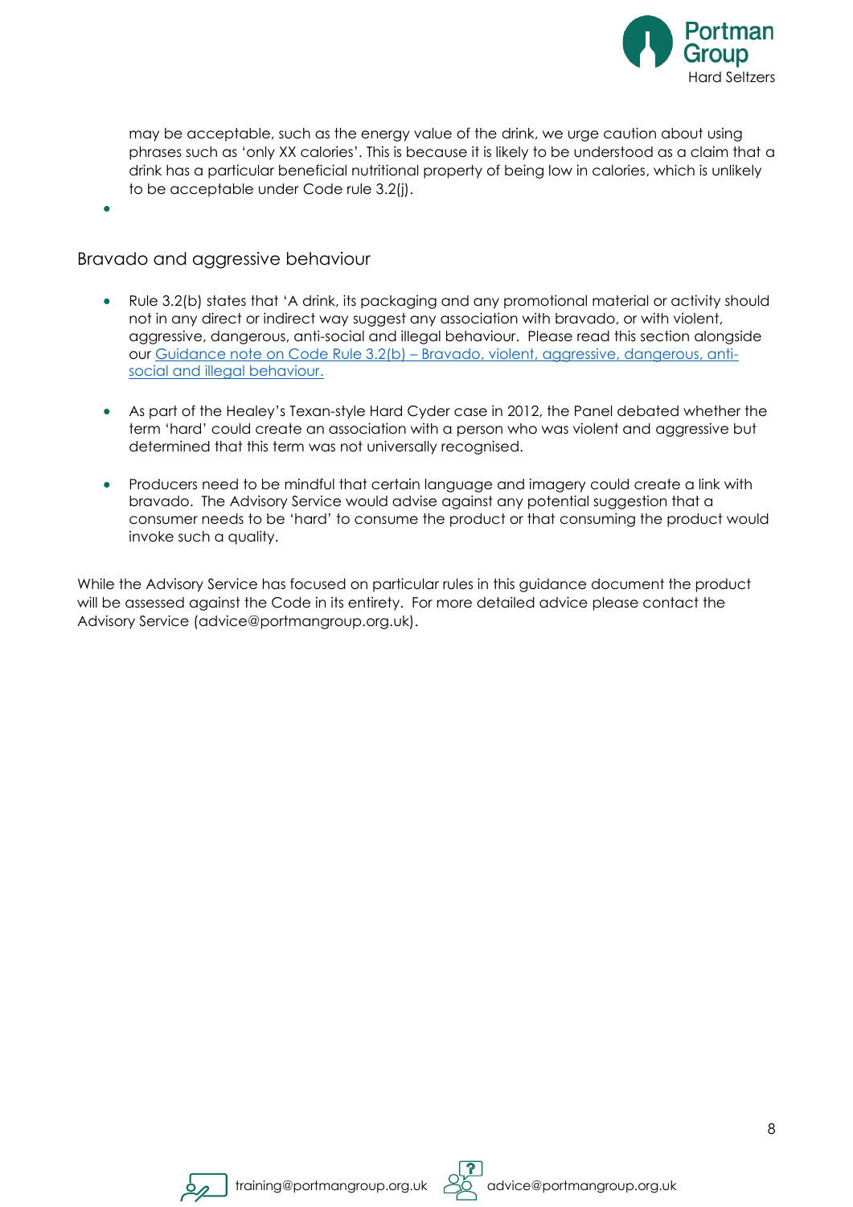may be acceptable, such as the energy value of the drink, we urge caution about using phrases such as 'only XX calories'. This is because it is likely to be understood as a claim that a drink has a particular beneficial nutritional property of being low in calories, which is unlikely to be acceptable under Code rule 3.2(j).

## Bravado and aggressive behaviour

- Rule 3.2(b) states that 'A drink, its packaging and any promotional material or activity should not in any direct or indirect way suggest any association with bravado, or with violent, aggressive, dangerous, anti-social and illegal behaviour. Please read this section alongside our Guidance note on Code Rule 3.2(b) – Bravado, violent, aggressive, dangerous, anti-social and illegal behaviour.

- As part of the Healey's Texan-style Hard Cyder case in 2012, the Panel debated whether the term 'hard' could create an association with a person who was violent and aggressive but determined that this term was not universally recognised.

- Producers need to be mindful that certain language and imagery could create a link with bravado. The Advisory Service would advise against any potential suggestion that a consumer needs to be 'hard' to consume the product or that consuming the product would invoke such a quality.

While the Advisory Service has focused on particular rules in this guidance document the product will be assessed against the Code in its entirety. For more detailed advice please contact the Advisory Service (advice@portmangroup.org.uk).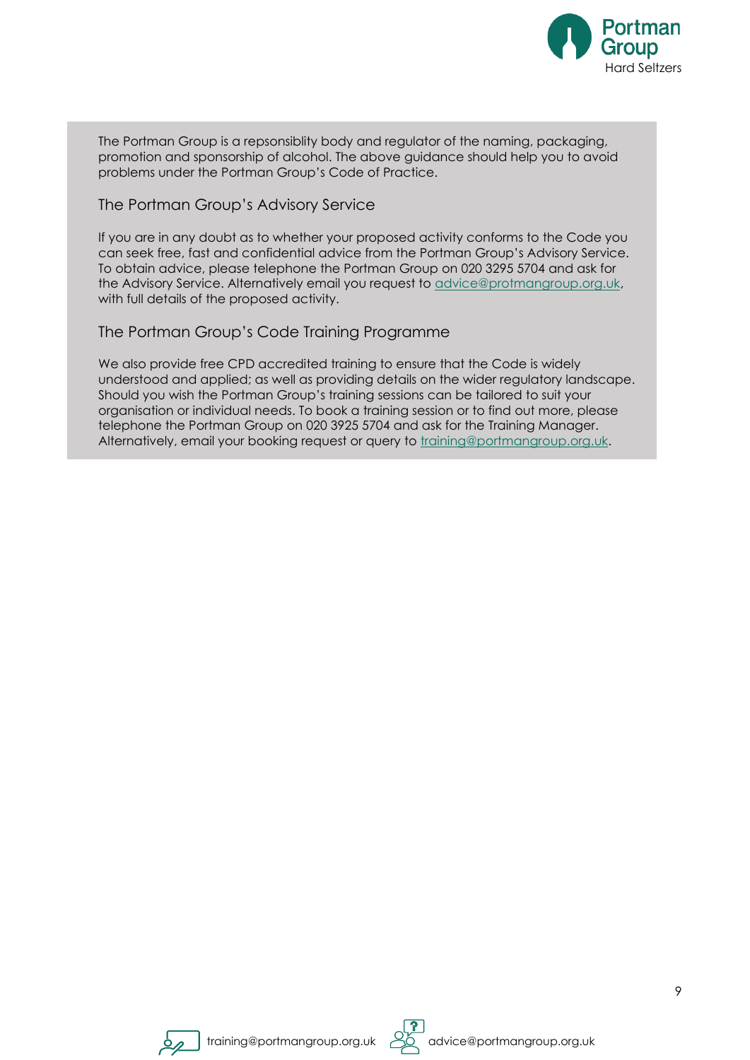The Portman Group is a repsonsiblity body and regulator of the naming, packaging, promotion and sponsorship of alcohol. The above guidance should help you to avoid problems under the Portman Group's Code of Practice.

## The Portman Group's Advisory Service

If you are in any doubt as to whether your proposed activity conforms to the Code you can seek free, fast and confidential advice from the Portman Group's Advisory Service. To obtain advice, please telephone the Portman Group on 020 3295 5704 and ask for the Advisory Service. Alternatively email you request to advice@protmangroup.org.uk, with full details of the proposed activity.

## The Portman Group's Code Training Programme

We also provide free CPD accredited training to ensure that the Code is widely understood and applied; as well as providing details on the wider regulatory landscape. Should you wish the Portman Group's training sessions can be tailored to suit your organisation or individual needs. To book a training session or to find out more, please telephone the Portman Group on 020 3925 5704 and ask for the Training Manager. Alternatively, email your booking request or query to training@portmangroup.org.uk.